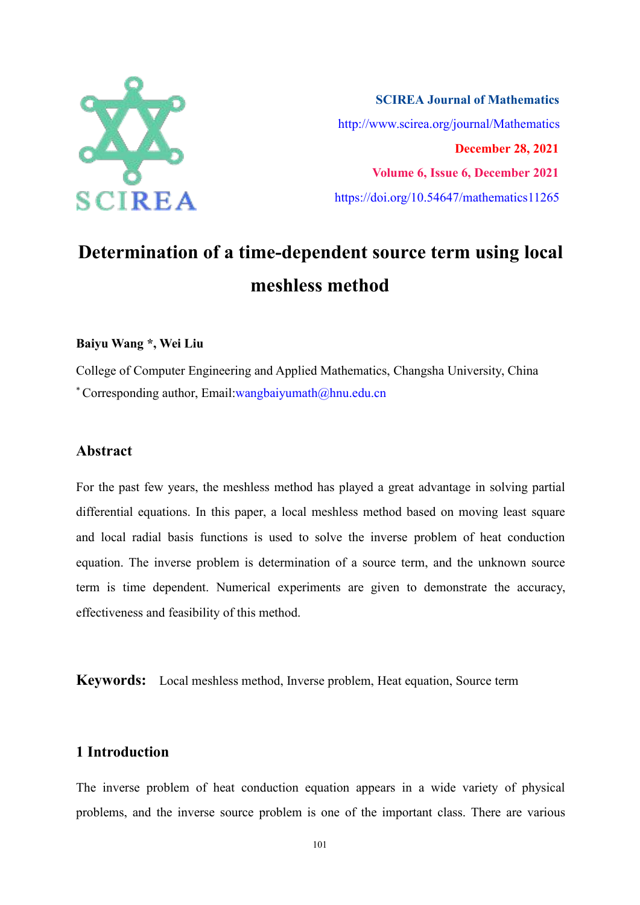SCIREA Journal of Mathematics

http://www.scirea.org/journal/Mathematics

December 28, 2021

Volume 6, Issue 6, December 2021

https://doi.org/10.54647/mathematics11265

# Determination of a time-dependent source term using local meshless method

**Baiyu Wang *, Wei Liu**

College of Computer Engineering and Applied Mathematics, Changsha University, China

* Corresponding author, Email:wangbaiyumath@hnu.edu.cn

## Abstract

For the past few years, the meshless method has played a great advantage in solving partial differential equations. In this paper, a local meshless method based on moving least square and local radial basis functions is used to solve the inverse problem of heat conduction equation. The inverse problem is determination of a source term, and the unknown source term is time dependent. Numerical experiments are given to demonstrate the accuracy, effectiveness and feasibility of this method.

**Keywords:** Local meshless method, Inverse problem, Heat equation, Source term

## 1 Introduction

The inverse problem of heat conduction equation appears in a wide variety of physical problems, and the inverse source problem is one of the important class. There are various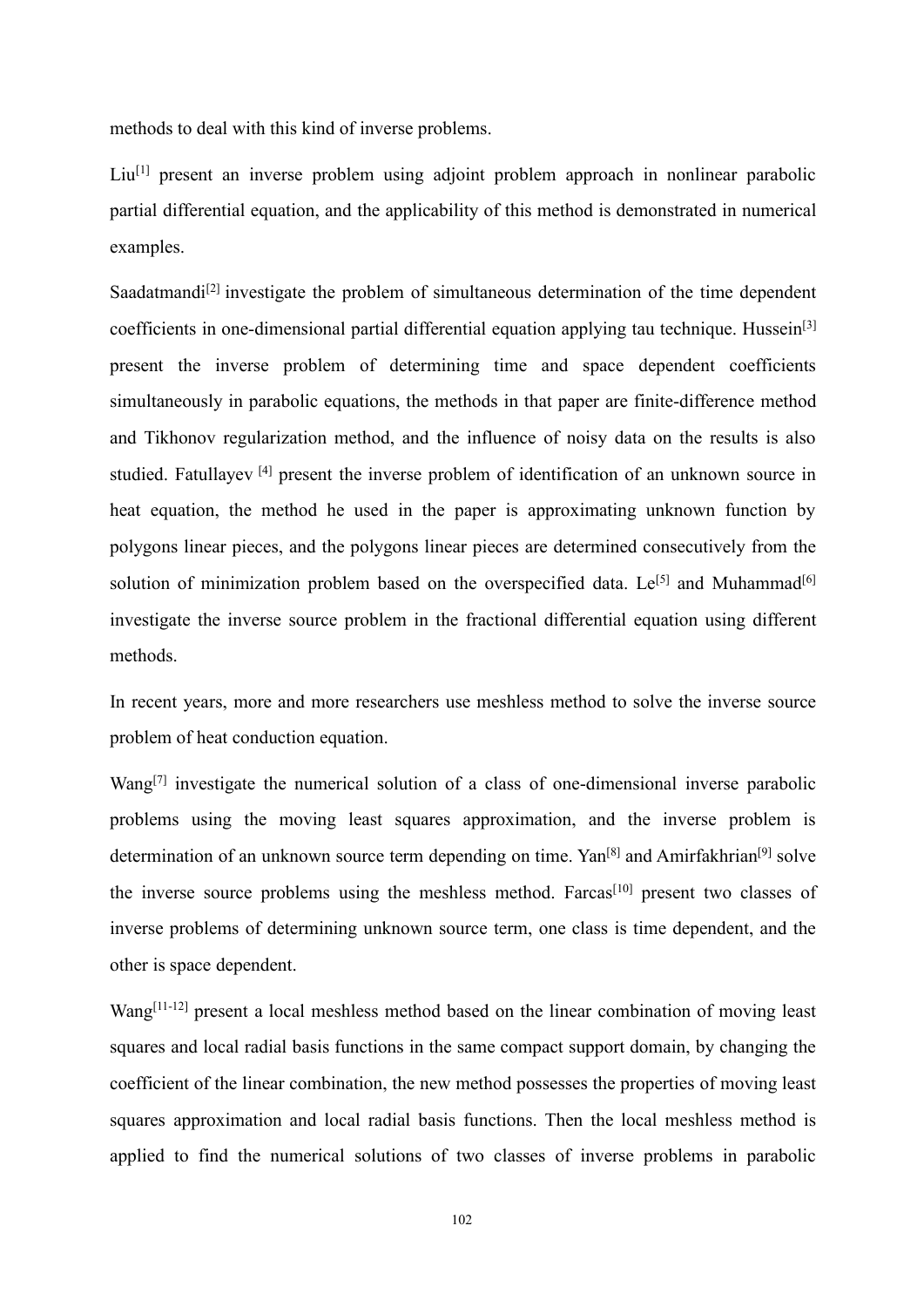methods to deal with this kind of inverse problems.

Liu[1] present an inverse problem using adjoint problem approach in nonlinear parabolic partial differential equation, and the applicability of this method is demonstrated in numerical examples.

Saadatmandi[2] investigate the problem of simultaneous determination of the time dependent coefficients in one-dimensional partial differential equation applying tau technique. Hussein[3] present the inverse problem of determining time and space dependent coefficients simultaneously in parabolic equations, the methods in that paper are finite-difference method and Tikhonov regularization method, and the influence of noisy data on the results is also studied. Fatullayev [4] present the inverse problem of identification of an unknown source in heat equation, the method he used in the paper is approximating unknown function by polygons linear pieces, and the polygons linear pieces are determined consecutively from the solution of minimization problem based on the overspecified data. Le[5] and Muhammad[6] investigate the inverse source problem in the fractional differential equation using different methods.

In recent years, more and more researchers use meshless method to solve the inverse source problem of heat conduction equation.

Wang[7] investigate the numerical solution of a class of one-dimensional inverse parabolic problems using the moving least squares approximation, and the inverse problem is determination of an unknown source term depending on time. Yan[8] and Amirfakhrian[9] solve the inverse source problems using the meshless method. Farcas[10] present two classes of inverse problems of determining unknown source term, one class is time dependent, and the other is space dependent.

Wang[11-12] present a local meshless method based on the linear combination of moving least squares and local radial basis functions in the same compact support domain, by changing the coefficient of the linear combination, the new method possesses the properties of moving least squares approximation and local radial basis functions. Then the local meshless method is applied to find the numerical solutions of two classes of inverse problems in parabolic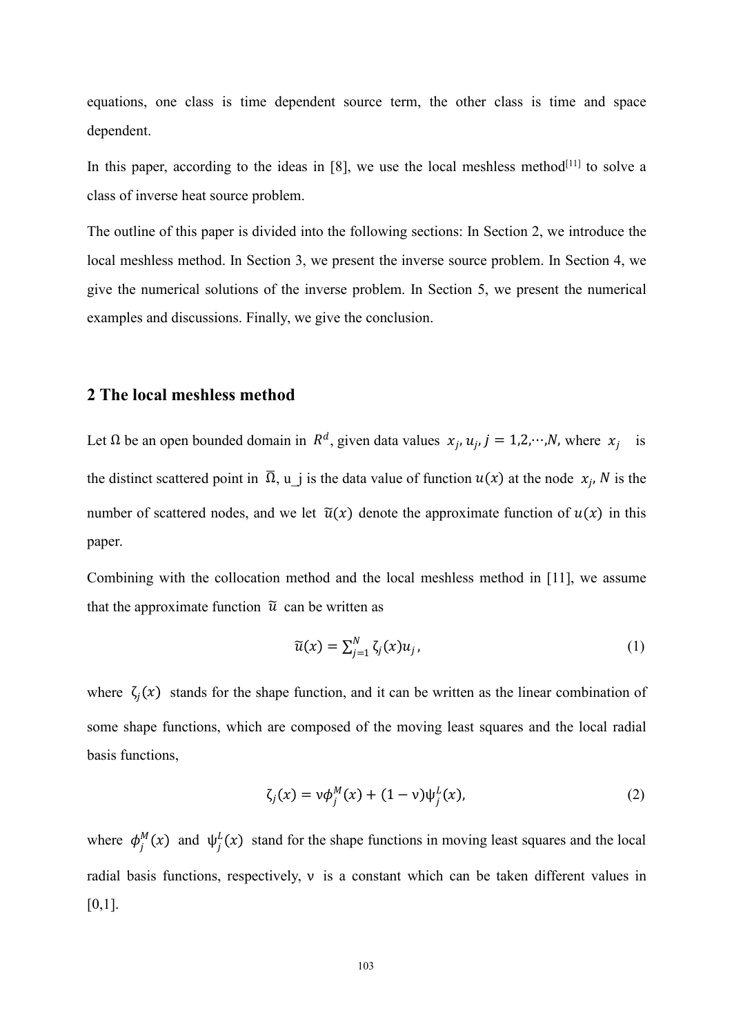equations, one class is time dependent source term, the other class is time and space dependent.

In this paper, according to the ideas in [8], we use the local meshless method[11] to solve a class of inverse heat source problem.

The outline of this paper is divided into the following sections: In Section 2, we introduce the local meshless method. In Section 3, we present the inverse source problem. In Section 4, we give the numerical solutions of the inverse problem. In Section 5, we present the numerical examples and discussions. Finally, we give the conclusion.

## 2 The local meshless method

Let $\Omega$ be an open bounded domain in $R^d$, given data values $x_j, u_j, j = 1,2,\cdots,N,$ where $x_j$ is the distinct scattered point in $\overline{\Omega}$, u_j is the data value of function $u(x)$ at the node $x_j$, $N$ is the number of scattered nodes, and we let $\widetilde{u}(x)$ denote the approximate function of $u(x)$ in this paper.

Combining with the collocation method and the local meshless method in [11], we assume that the approximate function $\widetilde{u}$ can be written as

$$\widetilde{u}(x) = \sum_{j=1}^{N} \zeta_j(x) u_j, \tag{1}$$

where $\zeta_j(x)$ stands for the shape function, and it can be written as the linear combination of some shape functions, which are composed of the moving least squares and the local radial basis functions,

$$\zeta_j(x) = \nu \phi_j^M(x) + (1 - \nu) \psi_j^L(x), \tag{2}$$

where $\phi_j^M(x)$ and $\psi_j^L(x)$ stand for the shape functions in moving least squares and the local radial basis functions, respectively, $\nu$ is a constant which can be taken different values in [0,1].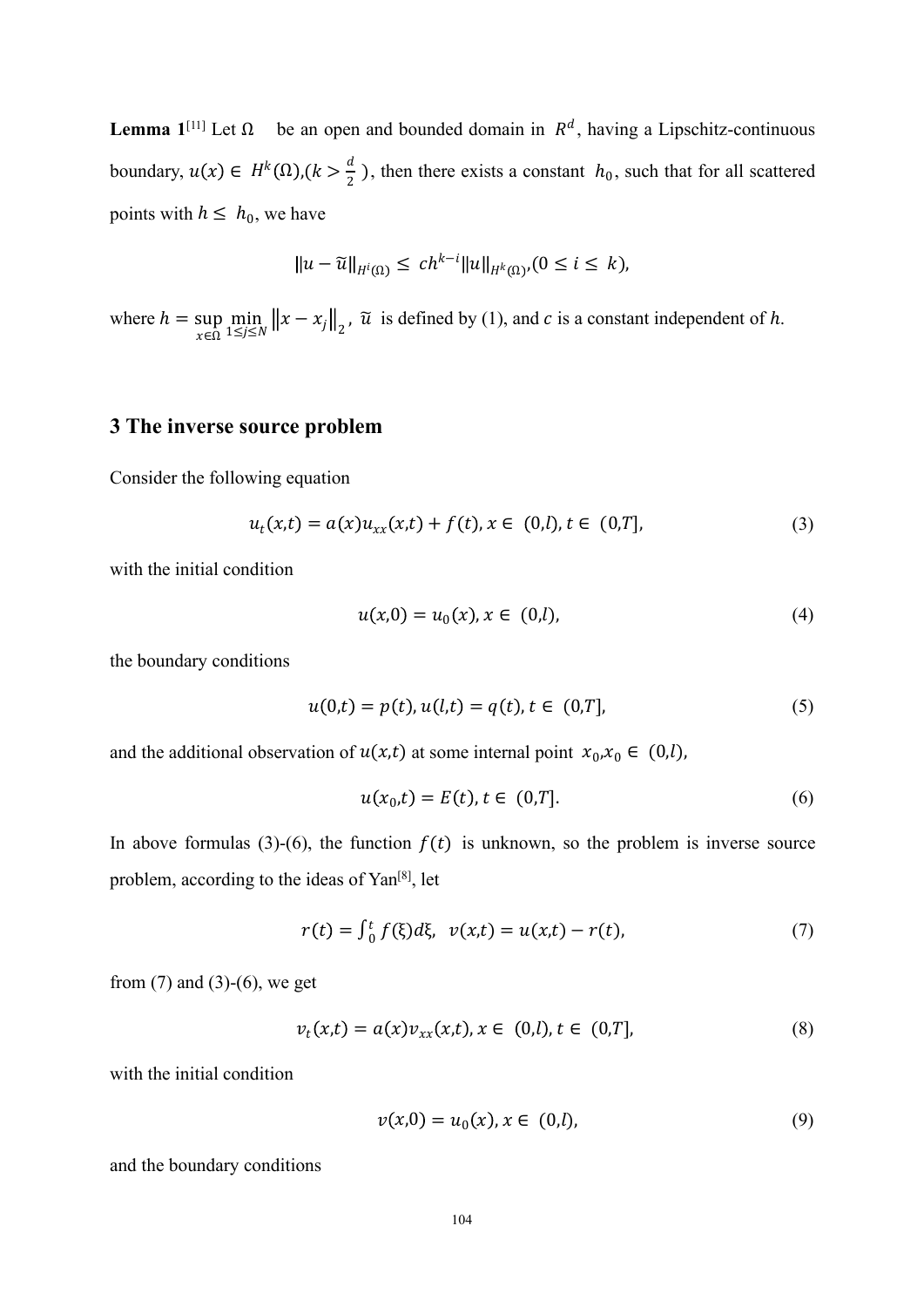**Lemma 1**[11] Let $\Omega$ be an open and bounded domain in $R^d$, having a Lipschitz-continuous boundary, $u(x) \in H^k(\Omega), (k > \frac{d}{2})$, then there exists a constant $h_0$, such that for all scattered points with $h \leq h_0$, we have

$$\|u - \tilde{u}\|_{H^i(\Omega)} \leq ch^{k-i}\|u\|_{H^k(\Omega)}, (0 \leq i \leq k),$$

where $h = \sup_{x\in\Omega} \min_{1\leq j\leq N} \|x - x_j\|_2$, $\tilde{u}$ is defined by (1), and $c$ is a constant independent of $h$.

## 3 The inverse source problem

Consider the following equation

$$u_t(x,t) = a(x)u_{xx}(x,t) + f(t), x \in (0,l), t \in (0,T], \tag{3}$$

with the initial condition

$$u(x,0) = u_0(x), x \in (0,l), \tag{4}$$

the boundary conditions

$$u(0,t) = p(t), u(l,t) = q(t), t \in (0,T], \tag{5}$$

and the additional observation of $u(x,t)$ at some internal point $x_0, x_0 \in (0,l)$,

$$u(x_0,t) = E(t), t \in (0,T]. \tag{6}$$

In above formulas (3)-(6), the function $f(t)$ is unknown, so the problem is inverse source problem, according to the ideas of Yan[8], let

$$r(t) = \int_0^t f(\xi)d\xi, \quad v(x,t) = u(x,t) - r(t), \tag{7}$$

from (7) and (3)-(6), we get

$$v_t(x,t) = a(x)v_{xx}(x,t), x \in (0,l), t \in (0,T], \tag{8}$$

with the initial condition

$$v(x,0) = u_0(x), x \in (0,l), \tag{9}$$

and the boundary conditions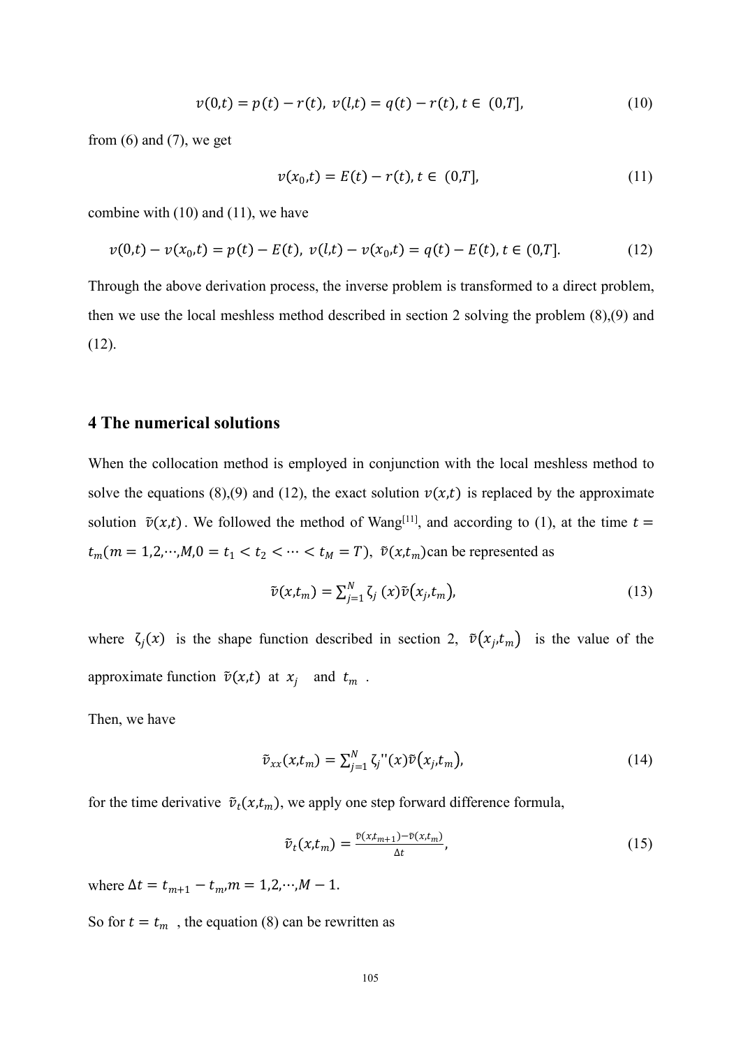$$v(0,t) = p(t) - r(t),\ v(l,t) = q(t) - r(t),\ t \in\ (0,T], \tag{10}$$

from (6) and (7), we get

$$v(x_0,t) = E(t) - r(t), t \in\ (0,T], \tag{11}$$

combine with (10) and (11), we have

$$v(0,t) - v(x_0,t) = p(t) - E(t),\ v(l,t) - v(x_0,t) = q(t) - E(t), t \in (0,T]. \tag{12}$$

Through the above derivation process, the inverse problem is transformed to a direct problem, then we use the local meshless method described in section 2 solving the problem (8),(9) and (12).

## 4 The numerical solutions

When the collocation method is employed in conjunction with the local meshless method to solve the equations (8),(9) and (12), the exact solution $v(x,t)$ is replaced by the approximate solution $\tilde{v}(x,t)$. We followed the method of Wang[11], and according to (1), at the time $t = t_m(m = 1,2,\cdots,M, 0 = t_1 < t_2 < \cdots < t_M = T)$, $\tilde{v}(x,t_m)$can be represented as

$$\tilde{v}(x,t_m) = \sum_{j=1}^{N} \zeta_j\ (x)\tilde{v}(x_j,t_m), \tag{13}$$

where $\zeta_j(x)$ is the shape function described in section 2, $\tilde{v}(x_j,t_m)$ is the value of the approximate function $\tilde{v}(x,t)$ at $x_j$ and $t_m$ .

Then, we have

$$\tilde{v}_{xx}(x,t_m) = \sum_{j=1}^{N} \zeta_j''(x)\tilde{v}(x_j,t_m), \tag{14}$$

for the time derivative $\tilde{v}_t(x,t_m)$, we apply one step forward difference formula,

$$\tilde{v}_t(x,t_m) = \frac{\tilde{v}(x,t_{m+1}) - \tilde{v}(x,t_m)}{\Delta t}, \tag{15}$$

where $\Delta t = t_{m+1} - t_m, m = 1,2,\cdots,M - 1$.

So for $t = t_m$ , the equation (8) can be rewritten as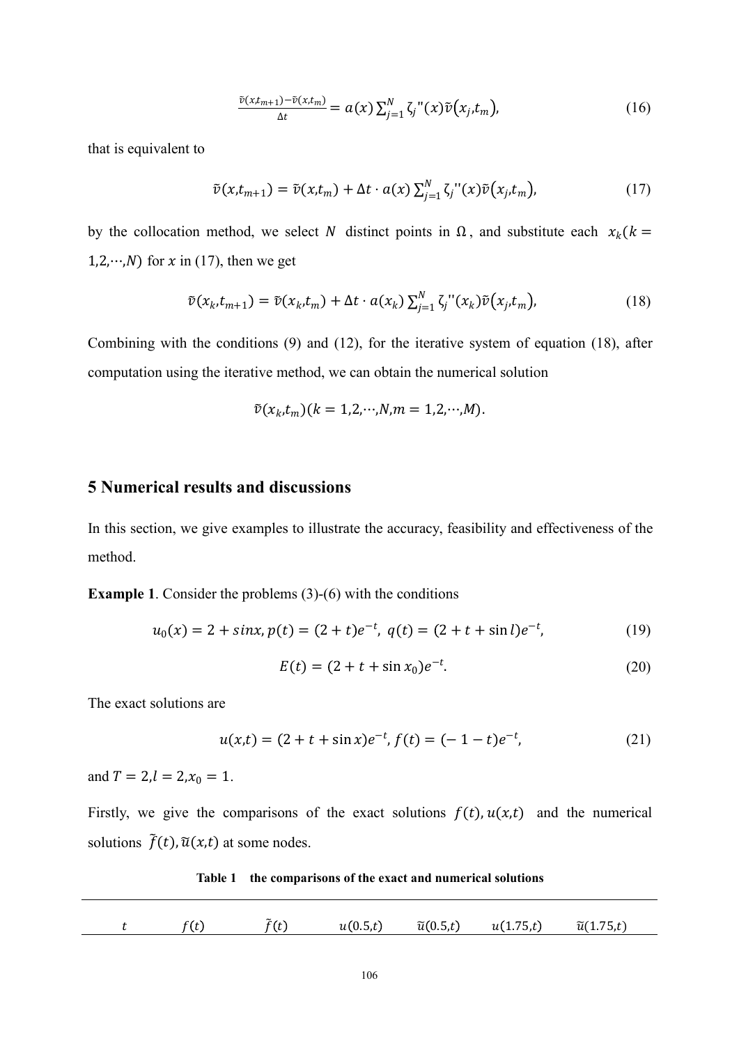$$\frac{\tilde{v}(x,t_{m+1})-\tilde{v}(x,t_m)}{\Delta t}=a(x)\sum_{j=1}^{N}\zeta_j''(x)\tilde{v}(x_j,t_m), \tag{16}$$

that is equivalent to

$$\tilde{v}(x,t_{m+1})=\tilde{v}(x,t_m)+\Delta t\cdot a(x)\sum_{j=1}^{N}\zeta_j''(x)\tilde{v}(x_j,t_m), \tag{17}$$

by the collocation method, we select $N$ distinct points in $\Omega$, and substitute each $x_k(k=1,2,\cdots,N)$ for $x$ in (17), then we get

$$\tilde{v}(x_k,t_{m+1})=\tilde{v}(x_k,t_m)+\Delta t\cdot a(x_k)\sum_{j=1}^{N}\zeta_j''(x_k)\tilde{v}(x_j,t_m), \tag{18}$$

Combining with the conditions (9) and (12), for the iterative system of equation (18), after computation using the iterative method, we can obtain the numerical solution

$$\tilde{v}(x_k,t_m)(k=1,2,\cdots,N,m=1,2,\cdots,M).$$

## 5 Numerical results and discussions

In this section, we give examples to illustrate the accuracy, feasibility and effectiveness of the method.

**Example 1**. Consider the problems (3)-(6) with the conditions

$$u_0(x)=2+\sin x,\ p(t)=(2+t)e^{-t},\ q(t)=(2+t+\sin l)e^{-t}, \tag{19}$$

$$E(t)=(2+t+\sin x_0)e^{-t}. \tag{20}$$

The exact solutions are

$$u(x,t)=(2+t+\sin x)e^{-t},\ f(t)=(-1-t)e^{-t}, \tag{21}$$

and $T=2, l=2, x_0=1$.

Firstly, we give the comparisons of the exact solutions $f(t), u(x,t)$ and the numerical solutions $\tilde{f}(t), \tilde{u}(x,t)$ at some nodes.

**Table 1 the comparisons of the exact and numerical solutions**

| $t$ | $f(t)$ | $\tilde{f}(t)$ | $u(0.5,t)$ | $\tilde{u}(0.5,t)$ | $u(1.75,t)$ | $\tilde{u}(1.75,t)$ |
|---|---|---|---|---|---|---|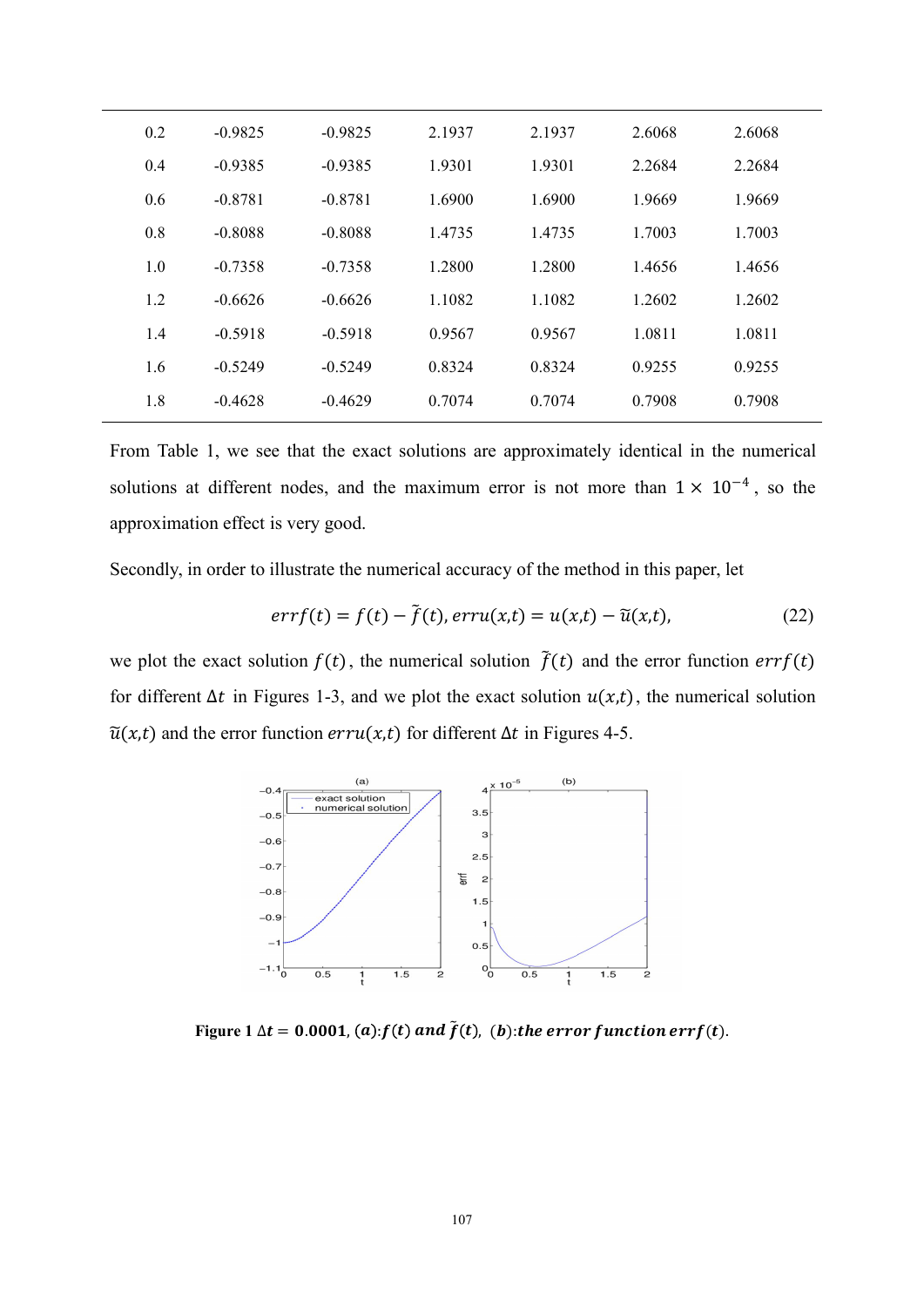| | | | | | | |
|---|---|---|---|---|---|---|
| 0.2 | -0.9825 | -0.9825 | 2.1937 | 2.1937 | 2.6068 | 2.6068 |
| 0.4 | -0.9385 | -0.9385 | 1.9301 | 1.9301 | 2.2684 | 2.2684 |
| 0.6 | -0.8781 | -0.8781 | 1.6900 | 1.6900 | 1.9669 | 1.9669 |
| 0.8 | -0.8088 | -0.8088 | 1.4735 | 1.4735 | 1.7003 | 1.7003 |
| 1.0 | -0.7358 | -0.7358 | 1.2800 | 1.2800 | 1.4656 | 1.4656 |
| 1.2 | -0.6626 | -0.6626 | 1.1082 | 1.1082 | 1.2602 | 1.2602 |
| 1.4 | -0.5918 | -0.5918 | 0.9567 | 0.9567 | 1.0811 | 1.0811 |
| 1.6 | -0.5249 | -0.5249 | 0.8324 | 0.8324 | 0.9255 | 0.9255 |
| 1.8 | -0.4628 | -0.4629 | 0.7074 | 0.7074 | 0.7908 | 0.7908 |

From Table 1, we see that the exact solutions are approximately identical in the numerical solutions at different nodes, and the maximum error is not more than $1 \times 10^{-4}$, so the approximation effect is very good.

Secondly, in order to illustrate the numerical accuracy of the method in this paper, let

$$errf(t) = f(t) - \tilde{f}(t), erru(x,t) = u(x,t) - \tilde{u}(x,t), \tag{22}$$

we plot the exact solution $f(t)$, the numerical solution $\tilde{f}(t)$ and the error function $errf(t)$ for different $\Delta t$ in Figures 1-3, and we plot the exact solution $u(x,t)$, the numerical solution $\tilde{u}(x,t)$ and the error function $erru(x,t)$ for different $\Delta t$ in Figures 4-5.

**Figure 1** $\Delta t = 0.0001$, $(a)$: $f(t)$ and $\tilde{f}(t)$, $(b)$: the error function $errf(t)$.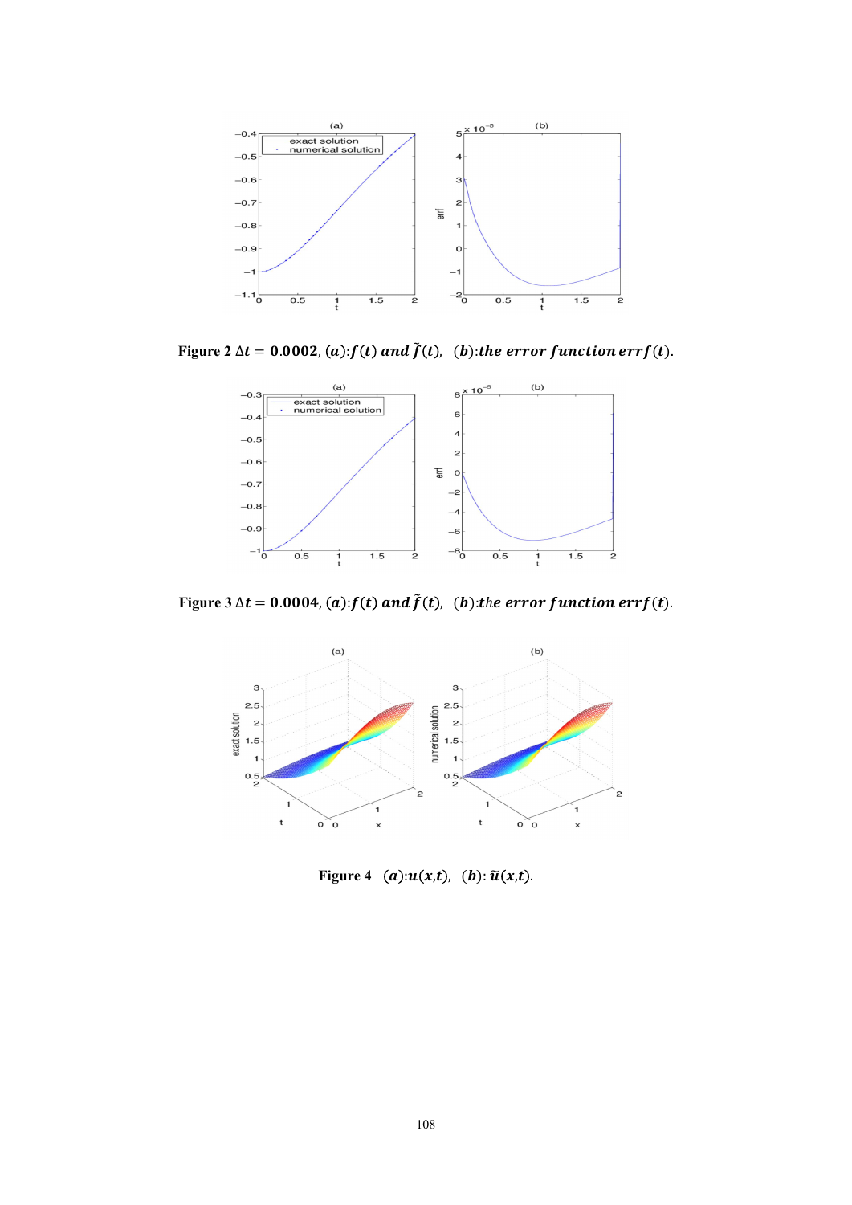**Figure 2** $\Delta t = 0.0002$, $(a)$:$f(t)$ *and* $\tilde{f}(t)$, $(b)$:*the error function* $errf(t)$.

**Figure 3** $\Delta t = 0.0004$, $(a)$:$f(t)$ *and* $\tilde{f}(t)$, $(b)$:*the error function* $errf(t)$.

**Figure 4** $(a)$:$u(x,t)$, $(b)$: $\tilde{u}(x,t)$.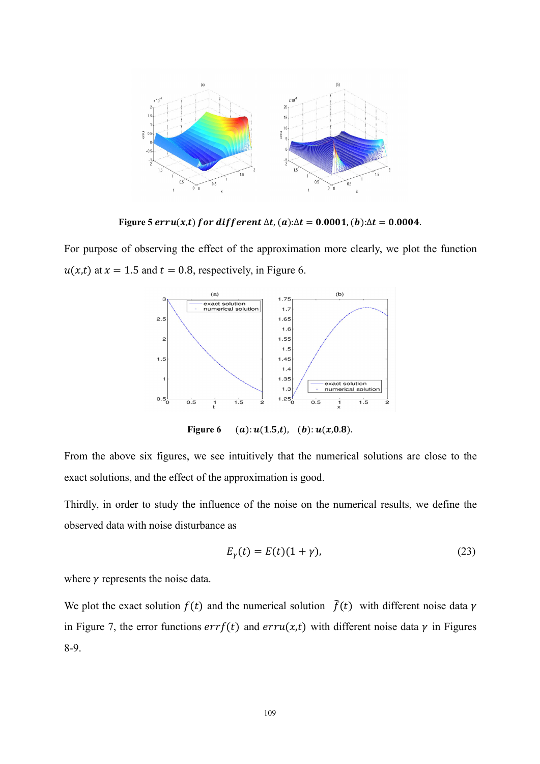**Figure 5** $\boldsymbol{erru(x,t)}$ ***for different*** $\boldsymbol{\Delta t}$, $(\boldsymbol{a})$:$\boldsymbol{\Delta t = 0.0001}$, $(\boldsymbol{b})$:$\boldsymbol{\Delta t = 0.0004}$.

For purpose of observing the effect of the approximation more clearly, we plot the function $u(x,t)$ at $x = 1.5$ and $t = 0.8$, respectively, in Figure 6.

**Figure 6** $(\boldsymbol{a})$: $\boldsymbol{u(1.5,t)}$, $(\boldsymbol{b})$: $\boldsymbol{u(x,0.8)}$.

From the above six figures, we see intuitively that the numerical solutions are close to the exact solutions, and the effect of the approximation is good.

Thirdly, in order to study the influence of the noise on the numerical results, we define the observed data with noise disturbance as

$$E_\gamma(t) = E(t)(1 + \gamma), \tag{23}$$

where $\gamma$ represents the noise data.

We plot the exact solution $f(t)$ and the numerical solution $\tilde{f}(t)$ with different noise data $\gamma$ in Figure 7, the error functions $errf(t)$ and $erru(x,t)$ with different noise data $\gamma$ in Figures 8-9.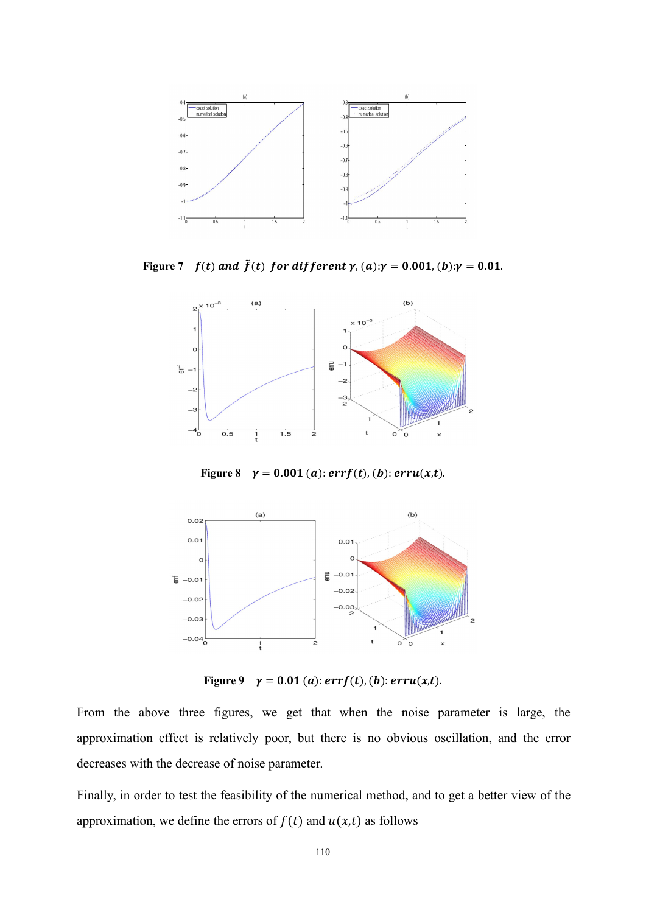Figure 7 $f(t)$ and $\tilde{f}(t)$ for different $\gamma$, (a): $\gamma = 0.001$, (b): $\gamma = 0.01$.

Figure 8 $\gamma = 0.001$ (a): $errf(t)$, (b): $erru(x,t)$.

Figure 9 $\gamma = 0.01$ (a): $errf(t)$, (b): $erru(x,t)$.

From the above three figures, we get that when the noise parameter is large, the approximation effect is relatively poor, but there is no obvious oscillation, and the error decreases with the decrease of noise parameter.

Finally, in order to test the feasibility of the numerical method, and to get a better view of the approximation, we define the errors of $f(t)$ and $u(x,t)$ as follows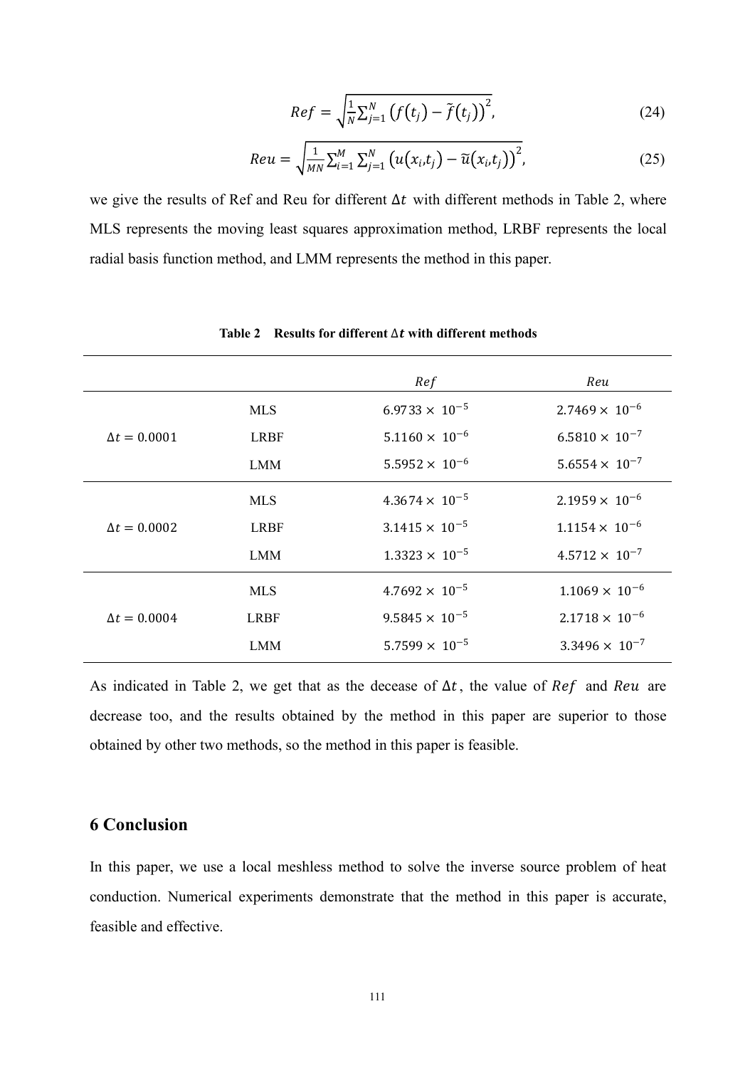$$Ref = \sqrt{\frac{1}{N}\sum_{j=1}^{N}\left(f(t_j) - \tilde{f}(t_j)\right)^2}, \tag{24}$$

$$Reu = \sqrt{\frac{1}{MN}\sum_{i=1}^{M}\sum_{j=1}^{N}\left(u(x_i,t_j) - \tilde{u}(x_i,t_j)\right)^2}, \tag{25}$$

we give the results of Ref and Reu for different $\Delta t$ with different methods in Table 2, where MLS represents the moving least squares approximation method, LRBF represents the local radial basis function method, and LMM represents the method in this paper.

**Table 2 Results for different $\Delta t$ with different methods**

| | | $Ref$ | $Reu$ |
|---|---|---|---|
| $\Delta t = 0.0001$ | MLS | $6.9733 \times 10^{-5}$ | $2.7469 \times 10^{-6}$ |
| | LRBF | $5.1160 \times 10^{-6}$ | $6.5810 \times 10^{-7}$ |
| | LMM | $5.5952 \times 10^{-6}$ | $5.6554 \times 10^{-7}$ |
| $\Delta t = 0.0002$ | MLS | $4.3674 \times 10^{-5}$ | $2.1959 \times 10^{-6}$ |
| | LRBF | $3.1415 \times 10^{-5}$ | $1.1154 \times 10^{-6}$ |
| | LMM | $1.3323 \times 10^{-5}$ | $4.5712 \times 10^{-7}$ |
| $\Delta t = 0.0004$ | MLS | $4.7692 \times 10^{-5}$ | $1.1069 \times 10^{-6}$ |
| | LRBF | $9.5845 \times 10^{-5}$ | $2.1718 \times 10^{-6}$ |
| | LMM | $5.7599 \times 10^{-5}$ | $3.3496 \times 10^{-7}$ |

As indicated in Table 2, we get that as the decease of $\Delta t$, the value of $Ref$ and $Reu$ are decrease too, and the results obtained by the method in this paper are superior to those obtained by other two methods, so the method in this paper is feasible.

## 6 Conclusion

In this paper, we use a local meshless method to solve the inverse source problem of heat conduction. Numerical experiments demonstrate that the method in this paper is accurate, feasible and effective.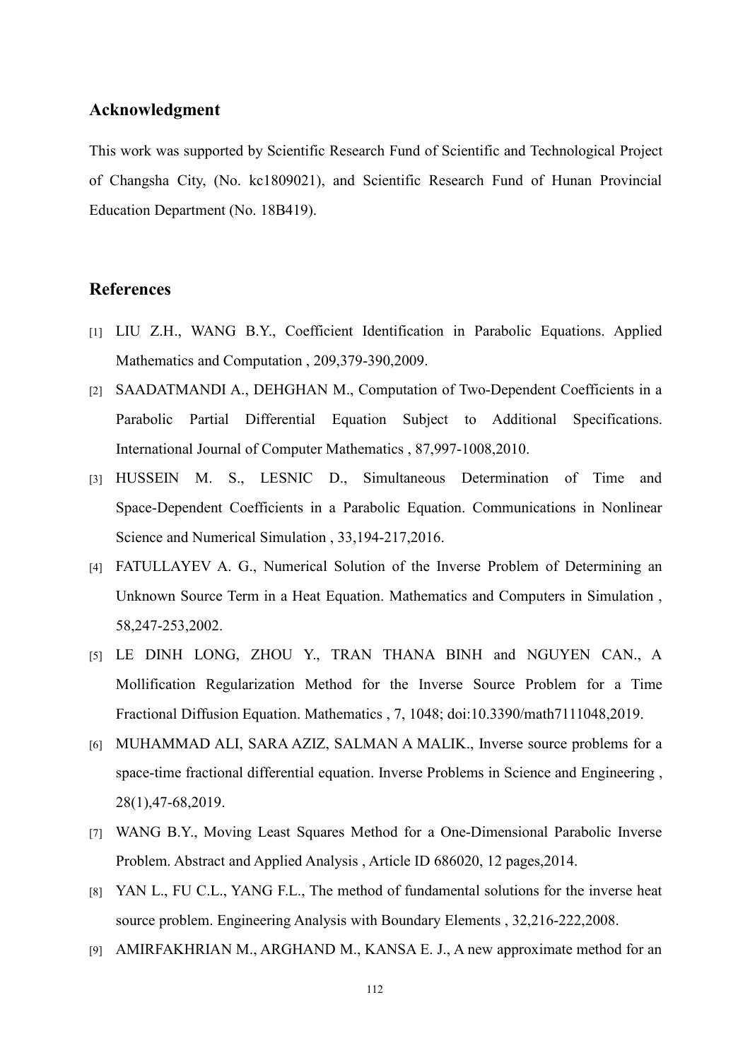## Acknowledgment

This work was supported by Scientific Research Fund of Scientific and Technological Project of Changsha City, (No. kc1809021), and Scientific Research Fund of Hunan Provincial Education Department (No. 18B419).

## References

[1] LIU Z.H., WANG B.Y., Coefficient Identification in Parabolic Equations. Applied Mathematics and Computation , 209,379-390,2009.

[2] SAADATMANDI A., DEHGHAN M., Computation of Two-Dependent Coefficients in a Parabolic Partial Differential Equation Subject to Additional Specifications. International Journal of Computer Mathematics , 87,997-1008,2010.

[3] HUSSEIN M. S., LESNIC D., Simultaneous Determination of Time and Space-Dependent Coefficients in a Parabolic Equation. Communications in Nonlinear Science and Numerical Simulation , 33,194-217,2016.

[4] FATULLAYEV A. G., Numerical Solution of the Inverse Problem of Determining an Unknown Source Term in a Heat Equation. Mathematics and Computers in Simulation , 58,247-253,2002.

[5] LE DINH LONG, ZHOU Y., TRAN THANA BINH and NGUYEN CAN., A Mollification Regularization Method for the Inverse Source Problem for a Time Fractional Diffusion Equation. Mathematics , 7, 1048; doi:10.3390/math7111048,2019.

[6] MUHAMMAD ALI, SARA AZIZ, SALMAN A MALIK., Inverse source problems for a space-time fractional differential equation. Inverse Problems in Science and Engineering , 28(1),47-68,2019.

[7] WANG B.Y., Moving Least Squares Method for a One-Dimensional Parabolic Inverse Problem. Abstract and Applied Analysis , Article ID 686020, 12 pages,2014.

[8] YAN L., FU C.L., YANG F.L., The method of fundamental solutions for the inverse heat source problem. Engineering Analysis with Boundary Elements , 32,216-222,2008.

[9] AMIRFAKHRIAN M., ARGHAND M., KANSA E. J., A new approximate method for an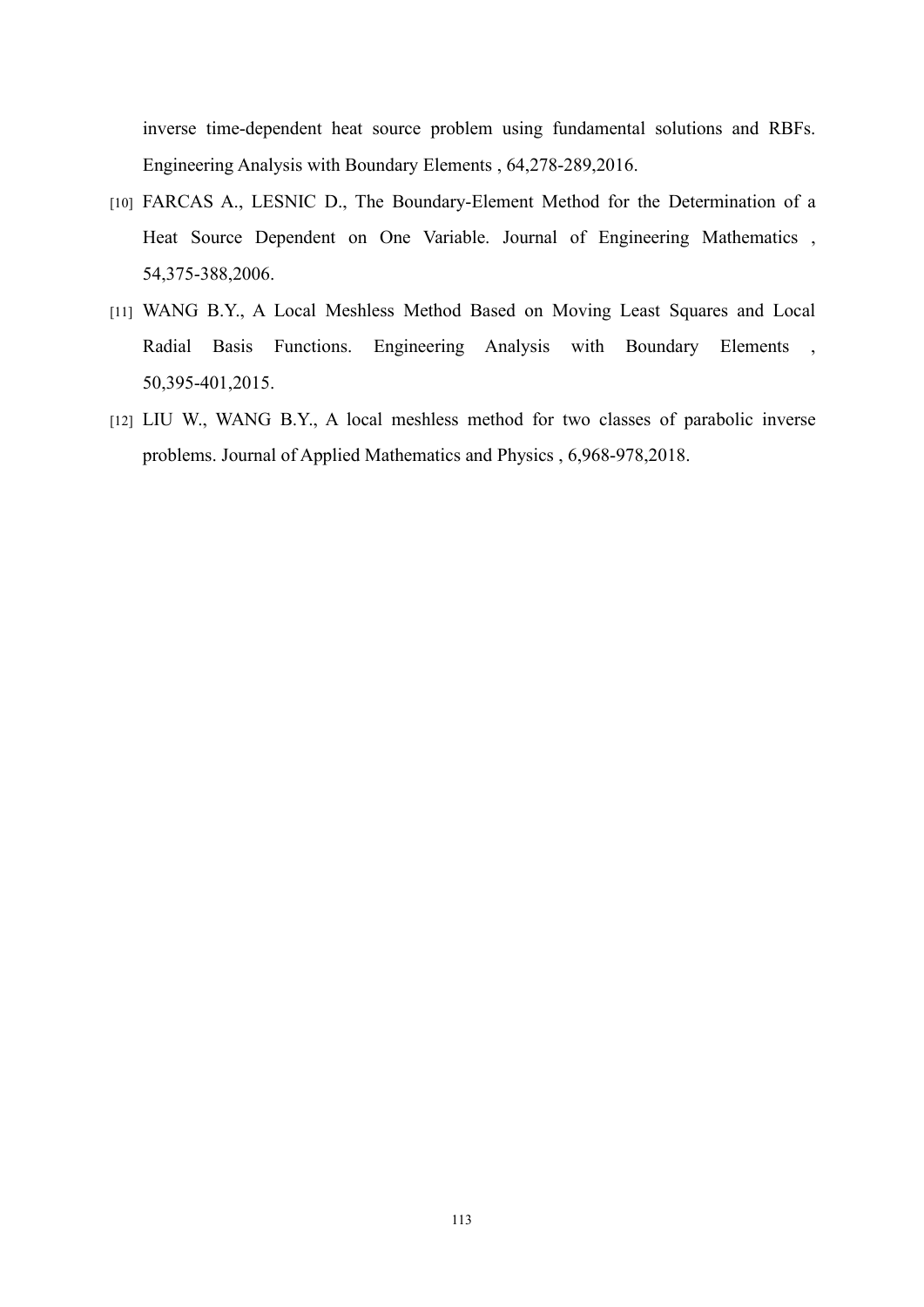inverse time-dependent heat source problem using fundamental solutions and RBFs. Engineering Analysis with Boundary Elements , 64,278-289,2016.

[10] FARCAS A., LESNIC D., The Boundary-Element Method for the Determination of a Heat Source Dependent on One Variable. Journal of Engineering Mathematics , 54,375-388,2006.

[11] WANG B.Y., A Local Meshless Method Based on Moving Least Squares and Local Radial Basis Functions. Engineering Analysis with Boundary Elements , 50,395-401,2015.

[12] LIU W., WANG B.Y., A local meshless method for two classes of parabolic inverse problems. Journal of Applied Mathematics and Physics , 6,968-978,2018.